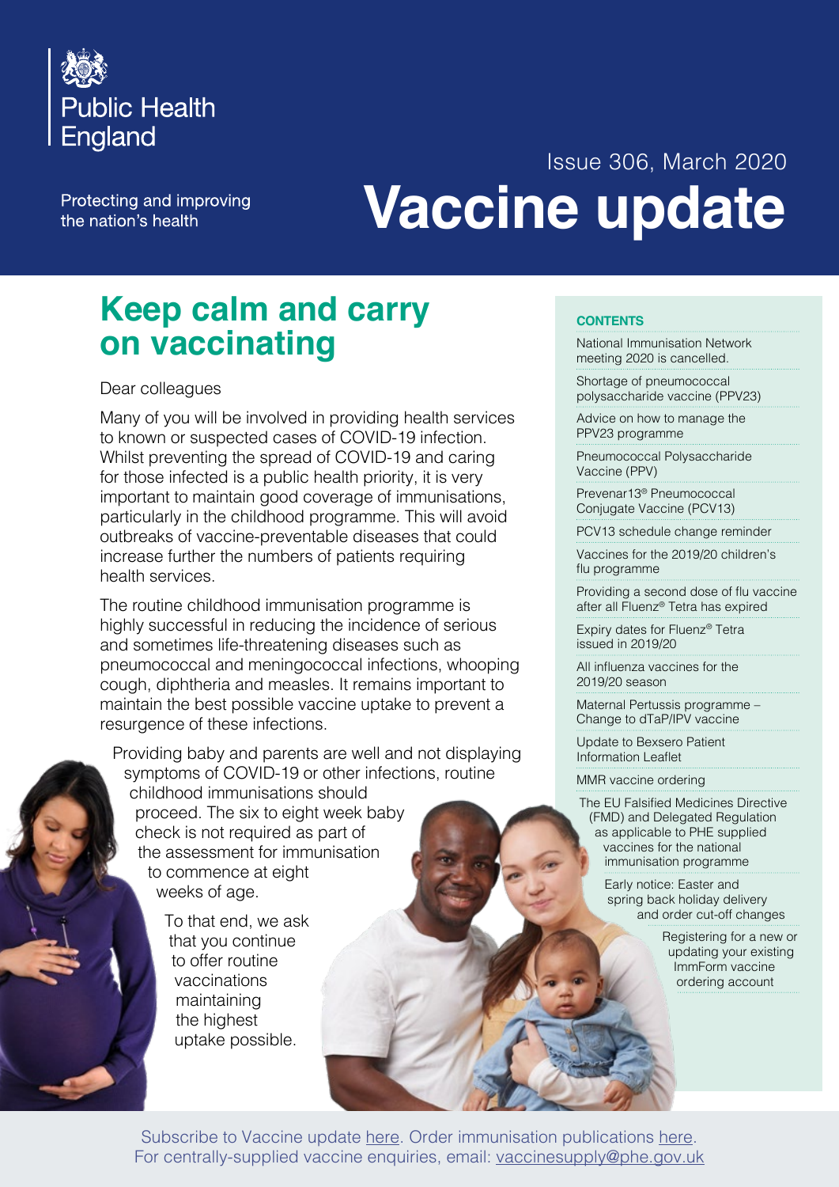Public Health England

Protecting and improving the nation's health

Issue 306, March 2020

# Vaccine update

## Keep calm and carry on vaccinating

Dear colleagues

Many of you will be involved in providing health services to known or suspected cases of COVID-19 infection. Whilst preventing the spread of COVID-19 and caring for those infected is a public health priority, it is very important to maintain good coverage of immunisations, particularly in the childhood programme. This will avoid outbreaks of vaccine-preventable diseases that could increase further the numbers of patients requiring health services.

The routine childhood immunisation programme is highly successful in reducing the incidence of serious and sometimes life-threatening diseases such as pneumococcal and meningococcal infections, whooping cough, diphtheria and measles. It remains important to maintain the best possible vaccine uptake to prevent a resurgence of these infections.

Providing baby and parents are well and not displaying symptoms of COVID-19 or other infections, routine childhood immunisations should proceed. The six to eight week baby check is not required as part of the assessment for immunisation to commence at eight weeks of age.

To that end, we ask that you continue to offer routine vaccinations maintaining the highest uptake possible.

**CONTENTS**

- National Immunisation Network meeting 2020 is cancelled.
- Shortage of pneumococcal polysaccharide vaccine (PPV23)
- Advice on how to manage the PPV23 programme
- Pneumococcal Polysaccharide Vaccine (PPV)
- Prevenar13® Pneumococcal Conjugate Vaccine (PCV13)
- PCV13 schedule change reminder
- Vaccines for the 2019/20 children's flu programme
- Providing a second dose of flu vaccine after all Fluenz® Tetra has expired
- Expiry dates for Fluenz® Tetra issued in 2019/20
- All influenza vaccines for the 2019/20 season
- Maternal Pertussis programme – Change to dTaP/IPV vaccine
- Update to Bexsero Patient Information Leaflet
- MMR vaccine ordering
- The EU Falsified Medicines Directive (FMD) and Delegated Regulation as applicable to PHE supplied vaccines for the national immunisation programme
- Early notice: Easter and spring back holiday delivery and order cut-off changes
- Registering for a new or updating your existing ImmForm vaccine ordering account

Subscribe to Vaccine update here. Order immunisation publications here.
For centrally-supplied vaccine enquiries, email: vaccinesupply@phe.gov.uk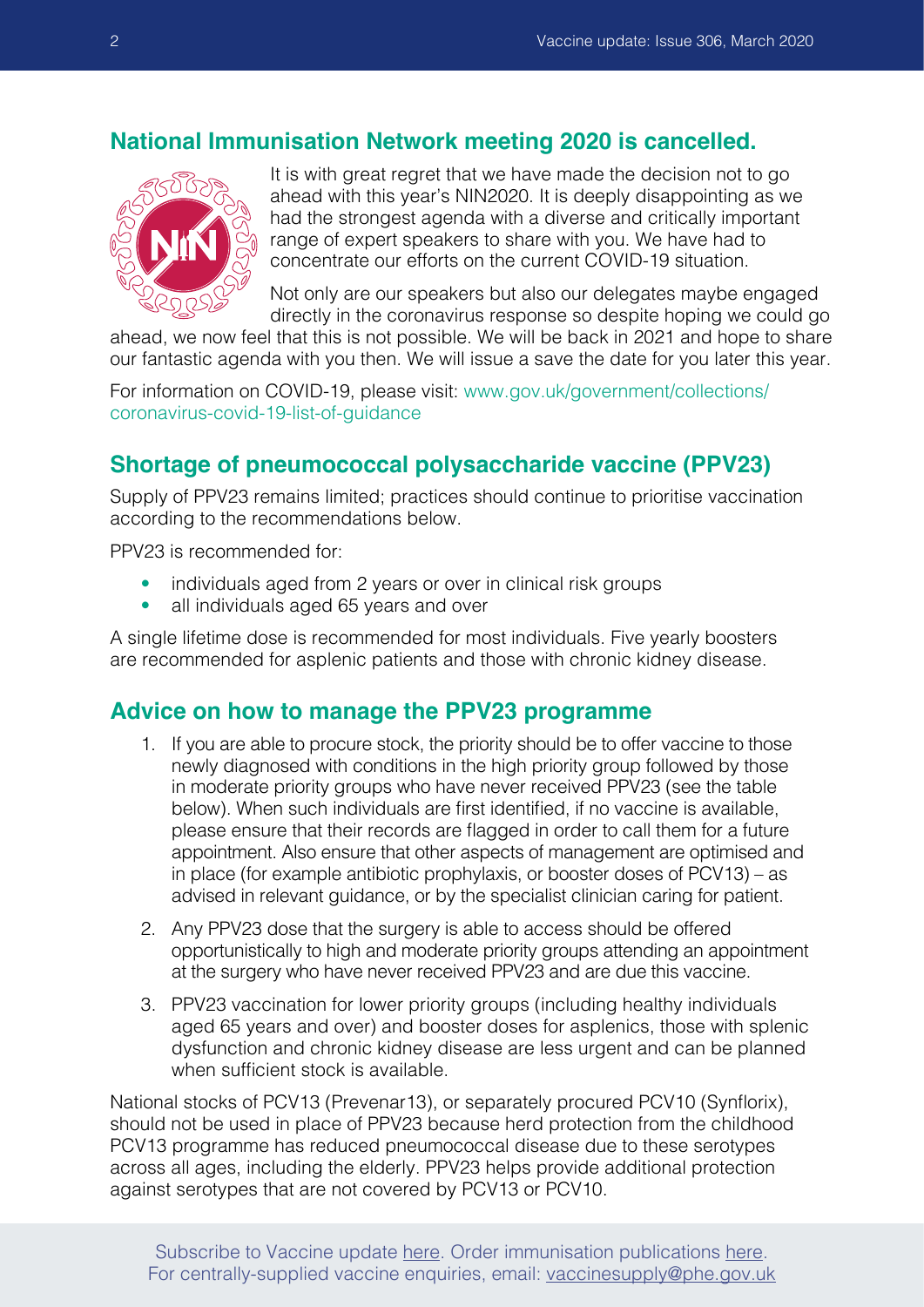## National Immunisation Network meeting 2020 is cancelled.

It is with great regret that we have made the decision not to go ahead with this year's NIN2020. It is deeply disappointing as we had the strongest agenda with a diverse and critically important range of expert speakers to share with you. We have had to concentrate our efforts on the current COVID-19 situation.

Not only are our speakers but also our delegates maybe engaged directly in the coronavirus response so despite hoping we could go ahead, we now feel that this is not possible. We will be back in 2021 and hope to share our fantastic agenda with you then. We will issue a save the date for you later this year.

For information on COVID-19, please visit: www.gov.uk/government/collections/coronavirus-covid-19-list-of-guidance

## Shortage of pneumococcal polysaccharide vaccine (PPV23)

Supply of PPV23 remains limited; practices should continue to prioritise vaccination according to the recommendations below.

PPV23 is recommended for:

- individuals aged from 2 years or over in clinical risk groups
- all individuals aged 65 years and over

A single lifetime dose is recommended for most individuals. Five yearly boosters are recommended for asplenic patients and those with chronic kidney disease.

## Advice on how to manage the PPV23 programme

1. If you are able to procure stock, the priority should be to offer vaccine to those newly diagnosed with conditions in the high priority group followed by those in moderate priority groups who have never received PPV23 (see the table below). When such individuals are first identified, if no vaccine is available, please ensure that their records are flagged in order to call them for a future appointment. Also ensure that other aspects of management are optimised and in place (for example antibiotic prophylaxis, or booster doses of PCV13) – as advised in relevant guidance, or by the specialist clinician caring for patient.
2. Any PPV23 dose that the surgery is able to access should be offered opportunistically to high and moderate priority groups attending an appointment at the surgery who have never received PPV23 and are due this vaccine.
3. PPV23 vaccination for lower priority groups (including healthy individuals aged 65 years and over) and booster doses for asplenics, those with splenic dysfunction and chronic kidney disease are less urgent and can be planned when sufficient stock is available.

National stocks of PCV13 (Prevenar13), or separately procured PCV10 (Synflorix), should not be used in place of PPV23 because herd protection from the childhood PCV13 programme has reduced pneumococcal disease due to these serotypes across all ages, including the elderly. PPV23 helps provide additional protection against serotypes that are not covered by PCV13 or PCV10.

Subscribe to Vaccine update here. Order immunisation publications here.
For centrally-supplied vaccine enquiries, email: vaccinesupply@phe.gov.uk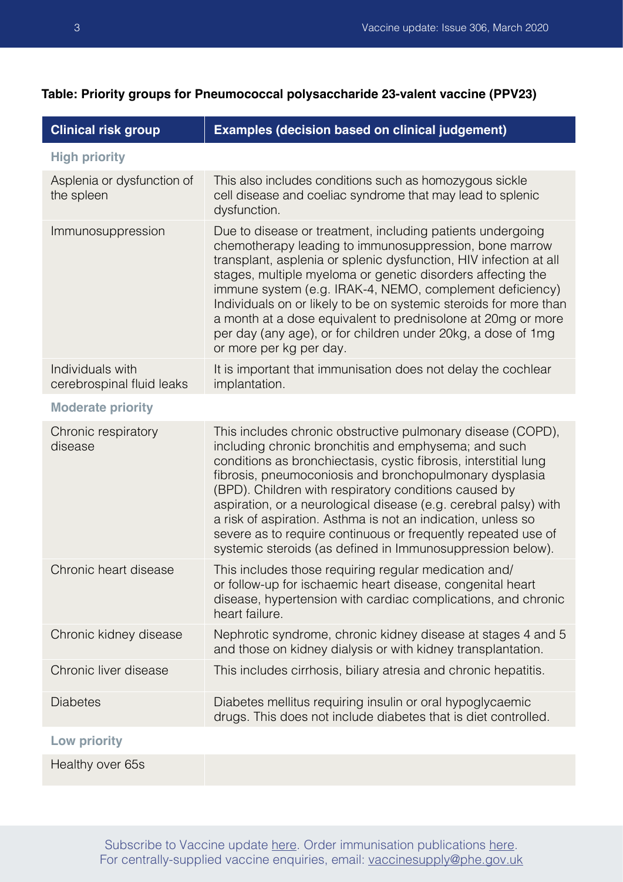**Table: Priority groups for Pneumococcal polysaccharide 23-valent vaccine (PPV23)**

| Clinical risk group | Examples (decision based on clinical judgement) |
|---|---|
| **High priority** | |
| Asplenia or dysfunction of the spleen | This also includes conditions such as homozygous sickle cell disease and coeliac syndrome that may lead to splenic dysfunction. |
| Immunosuppression | Due to disease or treatment, including patients undergoing chemotherapy leading to immunosuppression, bone marrow transplant, asplenia or splenic dysfunction, HIV infection at all stages, multiple myeloma or genetic disorders affecting the immune system (e.g. IRAK-4, NEMO, complement deficiency) Individuals on or likely to be on systemic steroids for more than a month at a dose equivalent to prednisolone at 20mg or more per day (any age), or for children under 20kg, a dose of 1mg or more per kg per day. |
| Individuals with cerebrospinal fluid leaks | It is important that immunisation does not delay the cochlear implantation. |
| **Moderate priority** | |
| Chronic respiratory disease | This includes chronic obstructive pulmonary disease (COPD), including chronic bronchitis and emphysema; and such conditions as bronchiectasis, cystic fibrosis, interstitial lung fibrosis, pneumoconiosis and bronchopulmonary dysplasia (BPD). Children with respiratory conditions caused by aspiration, or a neurological disease (e.g. cerebral palsy) with a risk of aspiration. Asthma is not an indication, unless so severe as to require continuous or frequently repeated use of systemic steroids (as defined in Immunosuppression below). |
| Chronic heart disease | This includes those requiring regular medication and/ or follow-up for ischaemic heart disease, congenital heart disease, hypertension with cardiac complications, and chronic heart failure. |
| Chronic kidney disease | Nephrotic syndrome, chronic kidney disease at stages 4 and 5 and those on kidney dialysis or with kidney transplantation. |
| Chronic liver disease | This includes cirrhosis, biliary atresia and chronic hepatitis. |
| Diabetes | Diabetes mellitus requiring insulin or oral hypoglycaemic drugs. This does not include diabetes that is diet controlled. |
| **Low priority** | |
| Healthy over 65s | |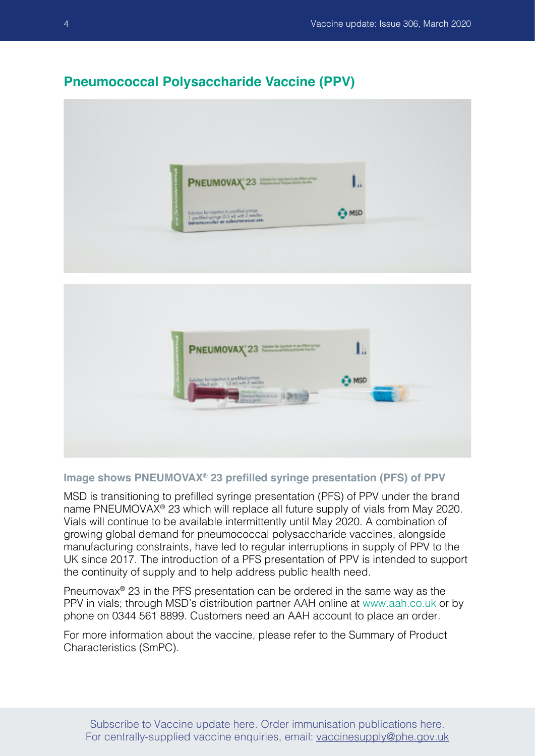## Pneumococcal Polysaccharide Vaccine (PPV)

**Image shows PNEUMOVAX® 23 prefilled syringe presentation (PFS) of PPV**

MSD is transitioning to prefilled syringe presentation (PFS) of PPV under the brand name PNEUMOVAX® 23 which will replace all future supply of vials from May 2020. Vials will continue to be available intermittently until May 2020. A combination of growing global demand for pneumococcal polysaccharide vaccines, alongside manufacturing constraints, have led to regular interruptions in supply of PPV to the UK since 2017. The introduction of a PFS presentation of PPV is intended to support the continuity of supply and to help address public health need.

Pneumovax® 23 in the PFS presentation can be ordered in the same way as the PPV in vials; through MSD's distribution partner AAH online at www.aah.co.uk or by phone on 0344 561 8899. Customers need an AAH account to place an order.

For more information about the vaccine, please refer to the Summary of Product Characteristics (SmPC).

Subscribe to Vaccine update here. Order immunisation publications here.
For centrally-supplied vaccine enquiries, email: vaccinesupply@phe.gov.uk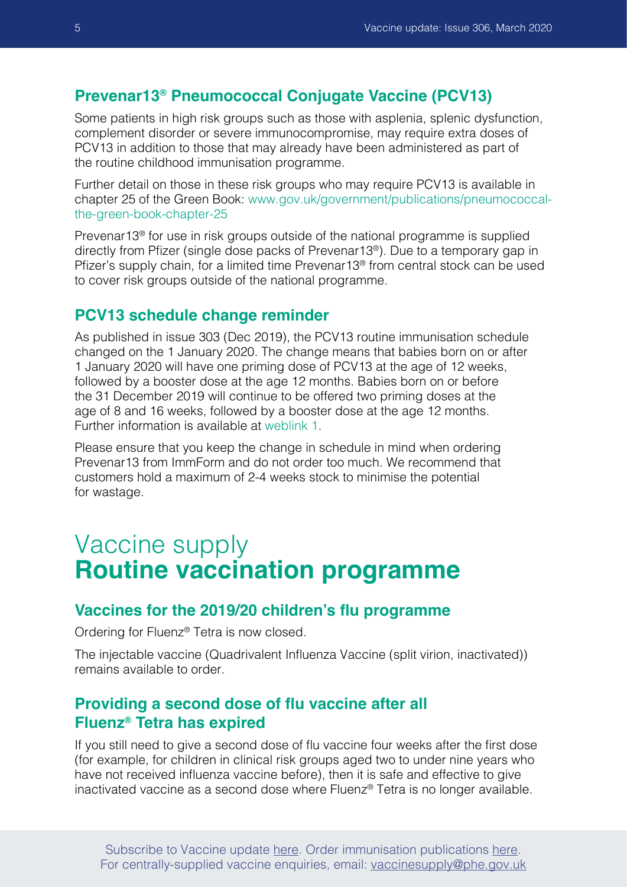### Prevenar13® Pneumococcal Conjugate Vaccine (PCV13)

Some patients in high risk groups such as those with asplenia, splenic dysfunction, complement disorder or severe immunocompromise, may require extra doses of PCV13 in addition to those that may already have been administered as part of the routine childhood immunisation programme.

Further detail on those in these risk groups who may require PCV13 is available in chapter 25 of the Green Book: www.gov.uk/government/publications/pneumococcal-the-green-book-chapter-25

Prevenar13® for use in risk groups outside of the national programme is supplied directly from Pfizer (single dose packs of Prevenar13®). Due to a temporary gap in Pfizer's supply chain, for a limited time Prevenar13® from central stock can be used to cover risk groups outside of the national programme.

### PCV13 schedule change reminder

As published in issue 303 (Dec 2019), the PCV13 routine immunisation schedule changed on the 1 January 2020. The change means that babies born on or after 1 January 2020 will have one priming dose of PCV13 at the age of 12 weeks, followed by a booster dose at the age 12 months. Babies born on or before the 31 December 2019 will continue to be offered two priming doses at the age of 8 and 16 weeks, followed by a booster dose at the age 12 months. Further information is available at weblink 1.

Please ensure that you keep the change in schedule in mind when ordering Prevenar13 from ImmForm and do not order too much. We recommend that customers hold a maximum of 2-4 weeks stock to minimise the potential for wastage.

# Vaccine supply **Routine vaccination programme**

### Vaccines for the 2019/20 children's flu programme

Ordering for Fluenz® Tetra is now closed.

The injectable vaccine (Quadrivalent Influenza Vaccine (split virion, inactivated)) remains available to order.

### Providing a second dose of flu vaccine after all Fluenz® Tetra has expired

If you still need to give a second dose of flu vaccine four weeks after the first dose (for example, for children in clinical risk groups aged two to under nine years who have not received influenza vaccine before), then it is safe and effective to give inactivated vaccine as a second dose where Fluenz® Tetra is no longer available.

Subscribe to Vaccine update here. Order immunisation publications here.
For centrally-supplied vaccine enquiries, email: vaccinesupply@phe.gov.uk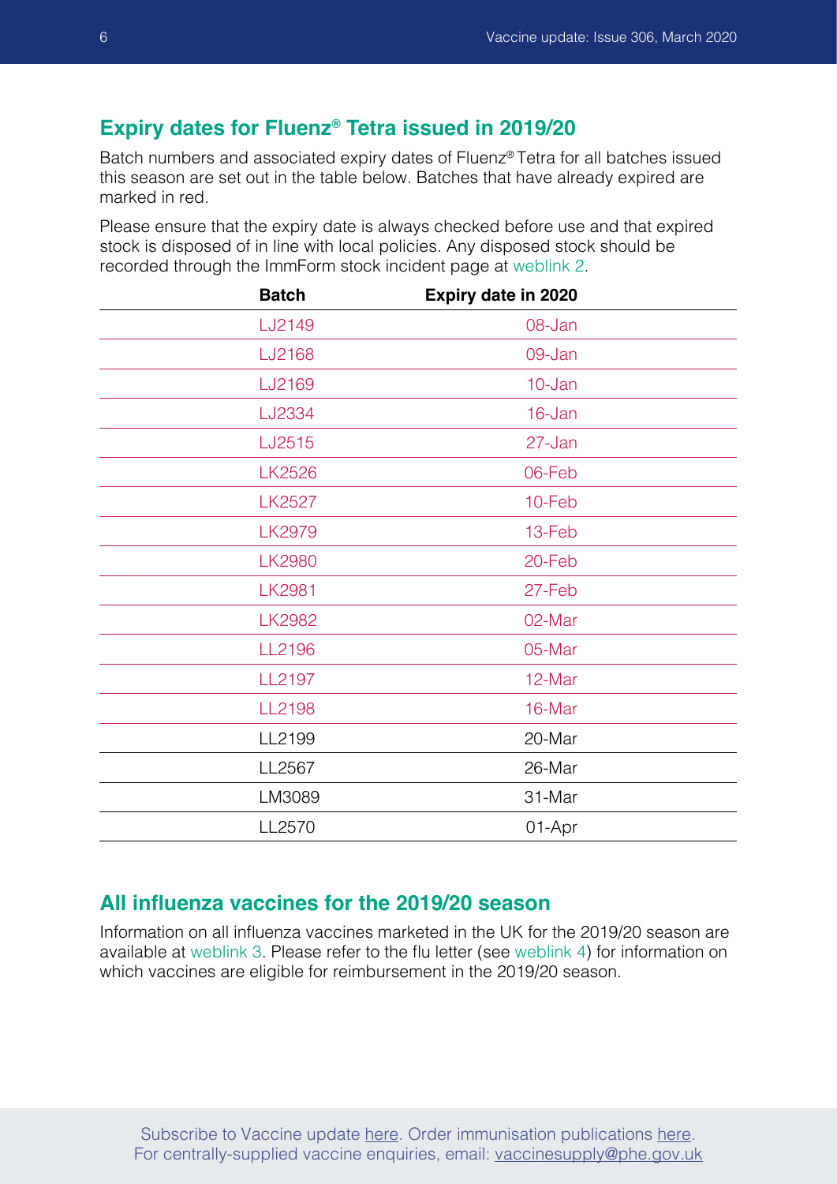## Expiry dates for Fluenz® Tetra issued in 2019/20

Batch numbers and associated expiry dates of Fluenz® Tetra for all batches issued this season are set out in the table below. Batches that have already expired are marked in red.

Please ensure that the expiry date is always checked before use and that expired stock is disposed of in line with local policies. Any disposed stock should be recorded through the ImmForm stock incident page at weblink 2.

| Batch | Expiry date in 2020 |
|---|---|
| LJ2149 | 08-Jan |
| LJ2168 | 09-Jan |
| LJ2169 | 10-Jan |
| LJ2334 | 16-Jan |
| LJ2515 | 27-Jan |
| LK2526 | 06-Feb |
| LK2527 | 10-Feb |
| LK2979 | 13-Feb |
| LK2980 | 20-Feb |
| LK2981 | 27-Feb |
| LK2982 | 02-Mar |
| LL2196 | 05-Mar |
| LL2197 | 12-Mar |
| LL2198 | 16-Mar |
| LL2199 | 20-Mar |
| LL2567 | 26-Mar |
| LM3089 | 31-Mar |
| LL2570 | 01-Apr |

## All influenza vaccines for the 2019/20 season

Information on all influenza vaccines marketed in the UK for the 2019/20 season are available at weblink 3. Please refer to the flu letter (see weblink 4) for information on which vaccines are eligible for reimbursement in the 2019/20 season.

Subscribe to Vaccine update here. Order immunisation publications here.
For centrally-supplied vaccine enquiries, email: vaccinesupply@phe.gov.uk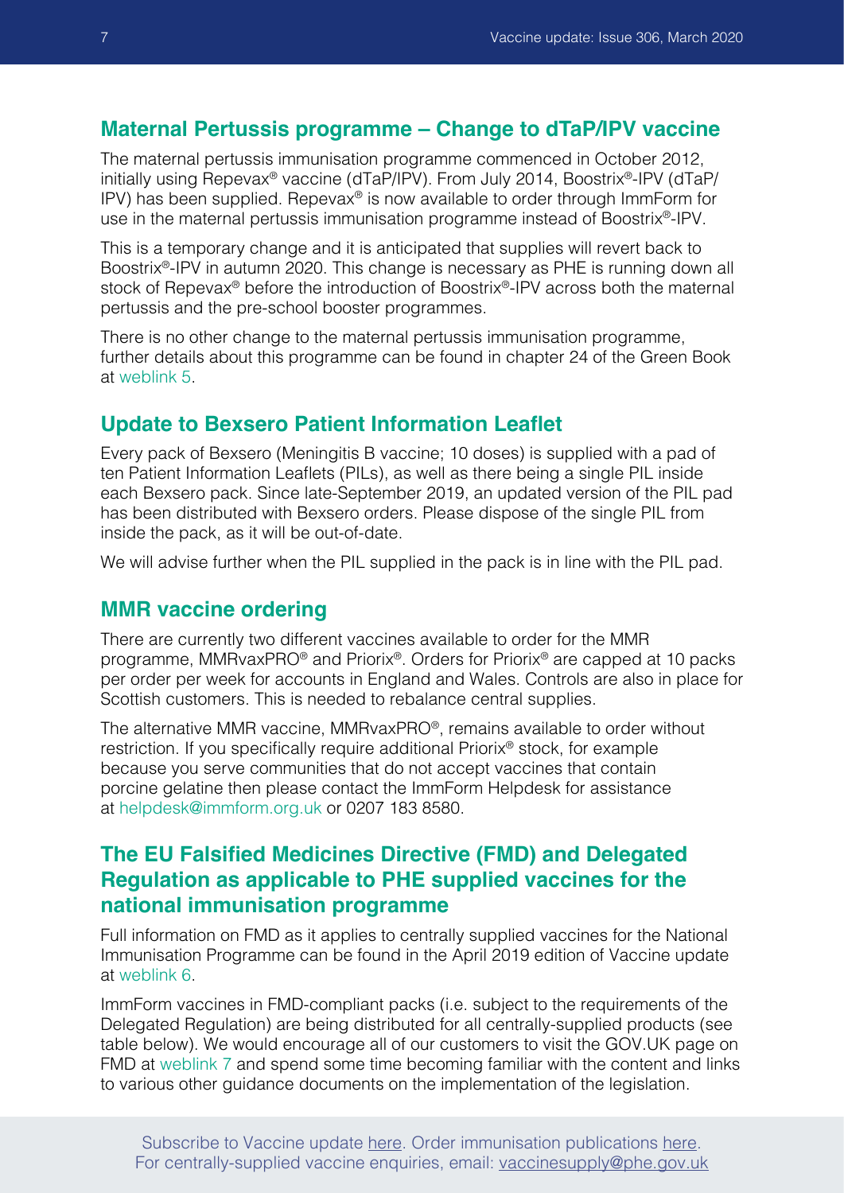## Maternal Pertussis programme – Change to dTaP/IPV vaccine

The maternal pertussis immunisation programme commenced in October 2012, initially using Repevax® vaccine (dTaP/IPV). From July 2014, Boostrix®-IPV (dTaP/IPV) has been supplied. Repevax® is now available to order through ImmForm for use in the maternal pertussis immunisation programme instead of Boostrix®-IPV.

This is a temporary change and it is anticipated that supplies will revert back to Boostrix®-IPV in autumn 2020. This change is necessary as PHE is running down all stock of Repevax® before the introduction of Boostrix®-IPV across both the maternal pertussis and the pre-school booster programmes.

There is no other change to the maternal pertussis immunisation programme, further details about this programme can be found in chapter 24 of the Green Book at weblink 5.

## Update to Bexsero Patient Information Leaflet

Every pack of Bexsero (Meningitis B vaccine; 10 doses) is supplied with a pad of ten Patient Information Leaflets (PILs), as well as there being a single PIL inside each Bexsero pack. Since late-September 2019, an updated version of the PIL pad has been distributed with Bexsero orders. Please dispose of the single PIL from inside the pack, as it will be out-of-date.

We will advise further when the PIL supplied in the pack is in line with the PIL pad.

## MMR vaccine ordering

There are currently two different vaccines available to order for the MMR programme, MMRvaxPRO® and Priorix®. Orders for Priorix® are capped at 10 packs per order per week for accounts in England and Wales. Controls are also in place for Scottish customers. This is needed to rebalance central supplies.

The alternative MMR vaccine, MMRvaxPRO®, remains available to order without restriction. If you specifically require additional Priorix® stock, for example because you serve communities that do not accept vaccines that contain porcine gelatine then please contact the ImmForm Helpdesk for assistance at helpdesk@immform.org.uk or 0207 183 8580.

## The EU Falsified Medicines Directive (FMD) and Delegated Regulation as applicable to PHE supplied vaccines for the national immunisation programme

Full information on FMD as it applies to centrally supplied vaccines for the National Immunisation Programme can be found in the April 2019 edition of Vaccine update at weblink 6.

ImmForm vaccines in FMD-compliant packs (i.e. subject to the requirements of the Delegated Regulation) are being distributed for all centrally-supplied products (see table below). We would encourage all of our customers to visit the GOV.UK page on FMD at weblink 7 and spend some time becoming familiar with the content and links to various other guidance documents on the implementation of the legislation.

Subscribe to Vaccine update here. Order immunisation publications here.
For centrally-supplied vaccine enquiries, email: vaccinesupply@phe.gov.uk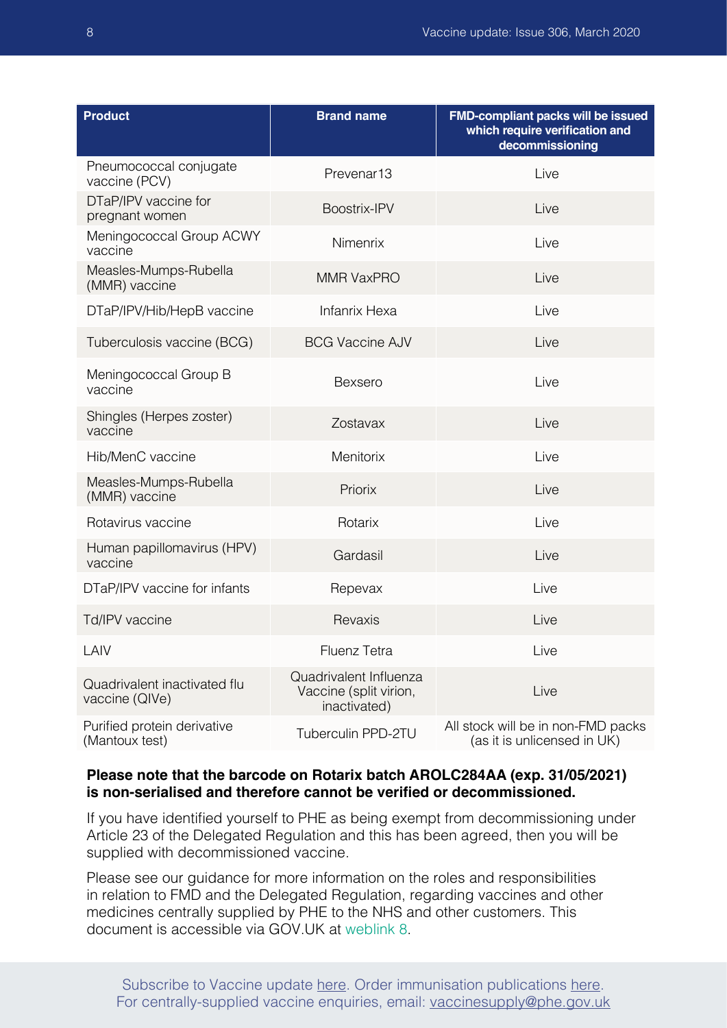| Product | Brand name | FMD-compliant packs will be issued which require verification and decommissioning |
|---|---|---|
| Pneumococcal conjugate vaccine (PCV) | Prevenar13 | Live |
| DTaP/IPV vaccine for pregnant women | Boostrix-IPV | Live |
| Meningococcal Group ACWY vaccine | Nimenrix | Live |
| Measles-Mumps-Rubella (MMR) vaccine | MMR VaxPRO | Live |
| DTaP/IPV/Hib/HepB vaccine | Infanrix Hexa | Live |
| Tuberculosis vaccine (BCG) | BCG Vaccine AJV | Live |
| Meningococcal Group B vaccine | Bexsero | Live |
| Shingles (Herpes zoster) vaccine | Zostavax | Live |
| Hib/MenC vaccine | Menitorix | Live |
| Measles-Mumps-Rubella (MMR) vaccine | Priorix | Live |
| Rotavirus vaccine | Rotarix | Live |
| Human papillomavirus (HPV) vaccine | Gardasil | Live |
| DTaP/IPV vaccine for infants | Repevax | Live |
| Td/IPV vaccine | Revaxis | Live |
| LAIV | Fluenz Tetra | Live |
| Quadrivalent inactivated flu vaccine (QIVe) | Quadrivalent Influenza Vaccine (split virion, inactivated) | Live |
| Purified protein derivative (Mantoux test) | Tuberculin PPD-2TU | All stock will be in non-FMD packs (as it is unlicensed in UK) |

**Please note that the barcode on Rotarix batch AROLC284AA (exp. 31/05/2021) is non-serialised and therefore cannot be verified or decommissioned.**

If you have identified yourself to PHE as being exempt from decommissioning under Article 23 of the Delegated Regulation and this has been agreed, then you will be supplied with decommissioned vaccine.

Please see our guidance for more information on the roles and responsibilities in relation to FMD and the Delegated Regulation, regarding vaccines and other medicines centrally supplied by PHE to the NHS and other customers. This document is accessible via GOV.UK at weblink 8.

Subscribe to Vaccine update here. Order immunisation publications here.
For centrally-supplied vaccine enquiries, email: vaccinesupply@phe.gov.uk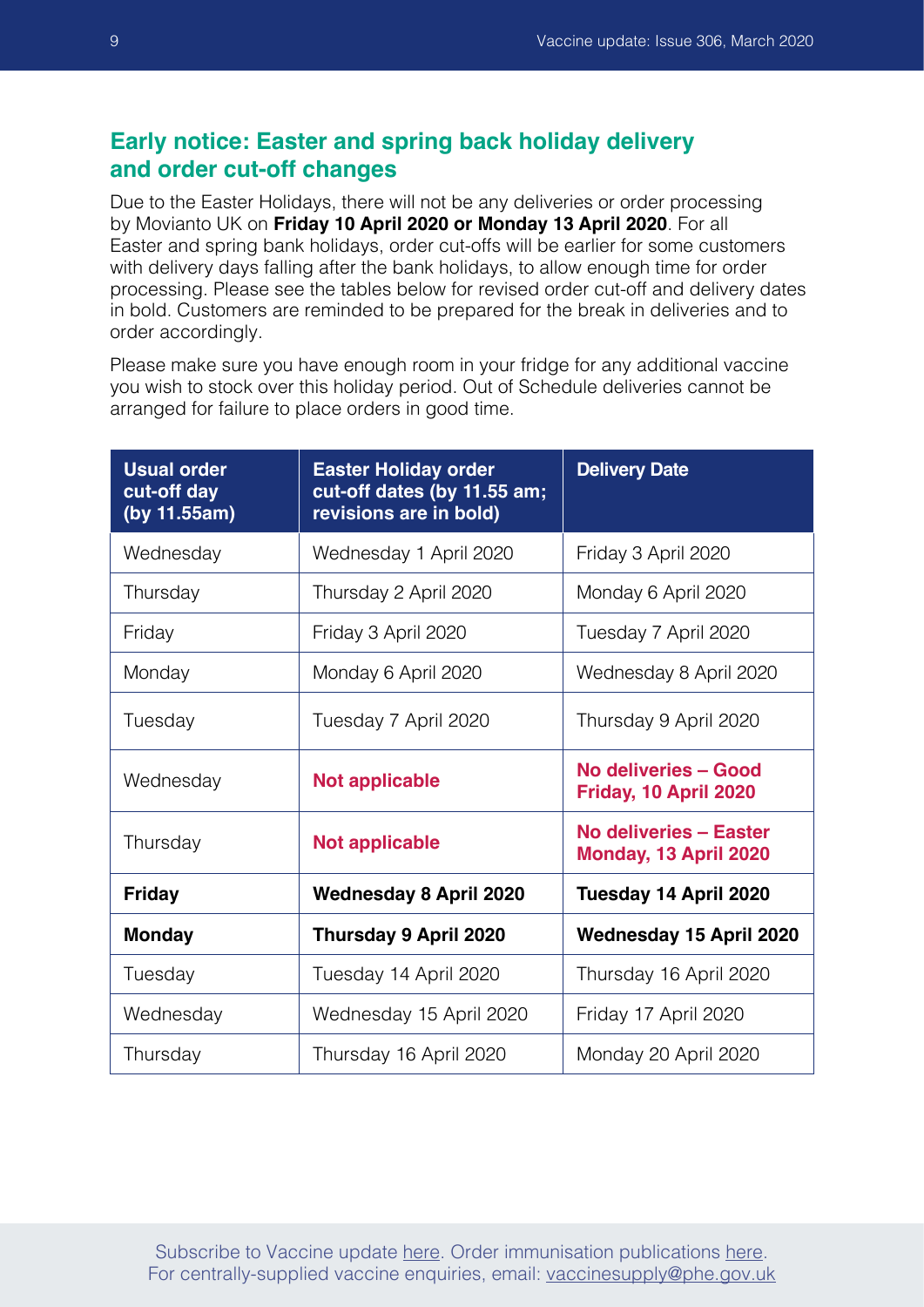## Early notice: Easter and spring back holiday delivery and order cut-off changes

Due to the Easter Holidays, there will not be any deliveries or order processing by Movianto UK on **Friday 10 April 2020 or Monday 13 April 2020**. For all Easter and spring bank holidays, order cut-offs will be earlier for some customers with delivery days falling after the bank holidays, to allow enough time for order processing. Please see the tables below for revised order cut-off and delivery dates in bold. Customers are reminded to be prepared for the break in deliveries and to order accordingly.

Please make sure you have enough room in your fridge for any additional vaccine you wish to stock over this holiday period. Out of Schedule deliveries cannot be arranged for failure to place orders in good time.

| Usual order cut-off day (by 11.55am) | Easter Holiday order cut-off dates (by 11.55 am; revisions are in bold) | Delivery Date |
| --- | --- | --- |
| Wednesday | Wednesday 1 April 2020 | Friday 3 April 2020 |
| Thursday | Thursday 2 April 2020 | Monday 6 April 2020 |
| Friday | Friday 3 April 2020 | Tuesday 7 April 2020 |
| Monday | Monday 6 April 2020 | Wednesday 8 April 2020 |
| Tuesday | Tuesday 7 April 2020 | Thursday 9 April 2020 |
| Wednesday | **Not applicable** | **No deliveries – Good Friday, 10 April 2020** |
| Thursday | **Not applicable** | **No deliveries – Easter Monday, 13 April 2020** |
| **Friday** | **Wednesday 8 April 2020** | **Tuesday 14 April 2020** |
| **Monday** | **Thursday 9 April 2020** | **Wednesday 15 April 2020** |
| Tuesday | Tuesday 14 April 2020 | Thursday 16 April 2020 |
| Wednesday | Wednesday 15 April 2020 | Friday 17 April 2020 |
| Thursday | Thursday 16 April 2020 | Monday 20 April 2020 |

Subscribe to Vaccine update here. Order immunisation publications here.
For centrally-supplied vaccine enquiries, email: vaccinesupply@phe.gov.uk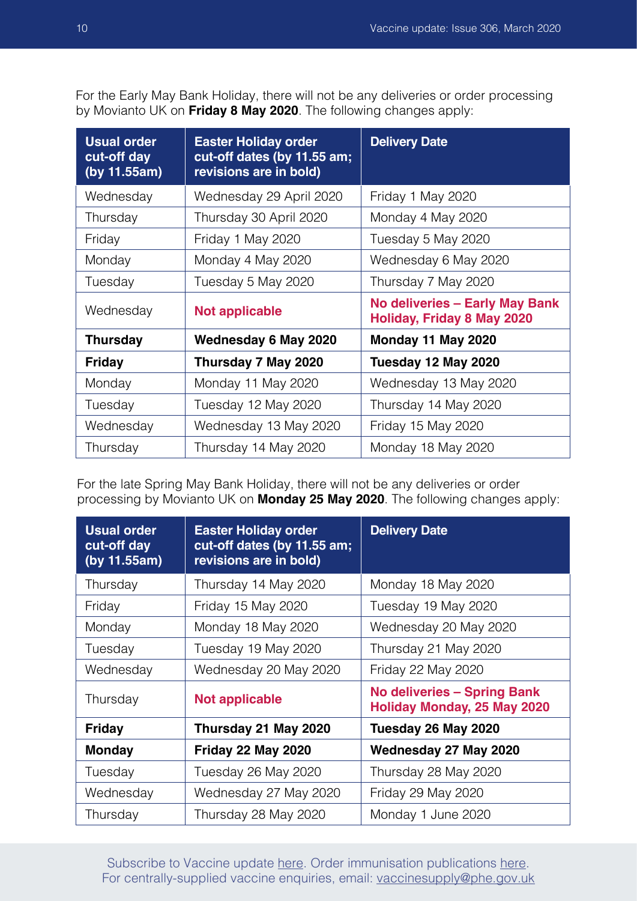For the Early May Bank Holiday, there will not be any deliveries or order processing by Movianto UK on **Friday 8 May 2020**. The following changes apply:

| Usual order cut-off day (by 11.55am) | Easter Holiday order cut-off dates (by 11.55 am; revisions are in bold) | Delivery Date |
|---|---|---|
| Wednesday | Wednesday 29 April 2020 | Friday 1 May 2020 |
| Thursday | Thursday 30 April 2020 | Monday 4 May 2020 |
| Friday | Friday 1 May 2020 | Tuesday 5 May 2020 |
| Monday | Monday 4 May 2020 | Wednesday 6 May 2020 |
| Tuesday | Tuesday 5 May 2020 | Thursday 7 May 2020 |
| Wednesday | **Not applicable** | **No deliveries – Early May Bank Holiday, Friday 8 May 2020** |
| **Thursday** | **Wednesday 6 May 2020** | **Monday 11 May 2020** |
| **Friday** | **Thursday 7 May 2020** | **Tuesday 12 May 2020** |
| Monday | Monday 11 May 2020 | Wednesday 13 May 2020 |
| Tuesday | Tuesday 12 May 2020 | Thursday 14 May 2020 |
| Wednesday | Wednesday 13 May 2020 | Friday 15 May 2020 |
| Thursday | Thursday 14 May 2020 | Monday 18 May 2020 |

For the late Spring May Bank Holiday, there will not be any deliveries or order processing by Movianto UK on **Monday 25 May 2020**. The following changes apply:

| Usual order cut-off day (by 11.55am) | Easter Holiday order cut-off dates (by 11.55 am; revisions are in bold) | Delivery Date |
|---|---|---|
| Thursday | Thursday 14 May 2020 | Monday 18 May 2020 |
| Friday | Friday 15 May 2020 | Tuesday 19 May 2020 |
| Monday | Monday 18 May 2020 | Wednesday 20 May 2020 |
| Tuesday | Tuesday 19 May 2020 | Thursday 21 May 2020 |
| Wednesday | Wednesday 20 May 2020 | Friday 22 May 2020 |
| Thursday | **Not applicable** | **No deliveries – Spring Bank Holiday Monday, 25 May 2020** |
| **Friday** | **Thursday 21 May 2020** | **Tuesday 26 May 2020** |
| **Monday** | **Friday 22 May 2020** | **Wednesday 27 May 2020** |
| Tuesday | Tuesday 26 May 2020 | Thursday 28 May 2020 |
| Wednesday | Wednesday 27 May 2020 | Friday 29 May 2020 |
| Thursday | Thursday 28 May 2020 | Monday 1 June 2020 |

Subscribe to Vaccine update here. Order immunisation publications here.
For centrally-supplied vaccine enquiries, email: vaccinesupply@phe.gov.uk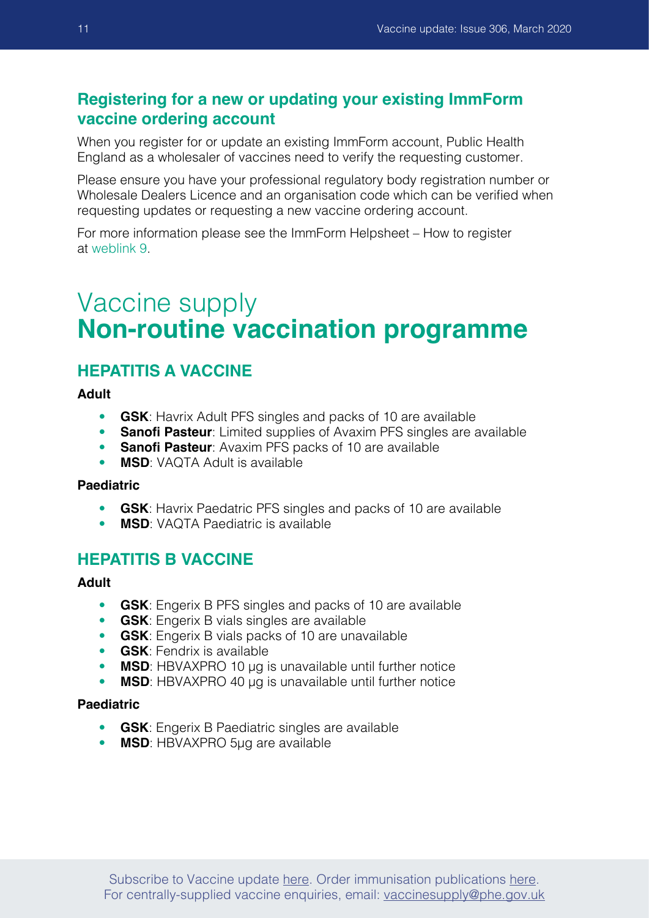## Registering for a new or updating your existing ImmForm vaccine ordering account

When you register for or update an existing ImmForm account, Public Health England as a wholesaler of vaccines need to verify the requesting customer.

Please ensure you have your professional regulatory body registration number or Wholesale Dealers Licence and an organisation code which can be verified when requesting updates or requesting a new vaccine ordering account.

For more information please see the ImmForm Helpsheet – How to register at weblink 9.

# Vaccine supply **Non-routine vaccination programme**

## HEPATITIS A VACCINE

**Adult**

- **GSK**: Havrix Adult PFS singles and packs of 10 are available
- **Sanofi Pasteur**: Limited supplies of Avaxim PFS singles are available
- **Sanofi Pasteur**: Avaxim PFS packs of 10 are available
- **MSD**: VAQTA Adult is available

**Paediatric**

- **GSK**: Havrix Paedatric PFS singles and packs of 10 are available
- **MSD**: VAQTA Paediatric is available

## HEPATITIS B VACCINE

**Adult**

- **GSK**: Engerix B PFS singles and packs of 10 are available
- **GSK**: Engerix B vials singles are available
- **GSK**: Engerix B vials packs of 10 are unavailable
- **GSK**: Fendrix is available
- **MSD**: HBVAXPRO 10 µg is unavailable until further notice
- **MSD**: HBVAXPRO 40 µg is unavailable until further notice

**Paediatric**

- **GSK**: Engerix B Paediatric singles are available
- **MSD**: HBVAXPRO 5µg are available

Subscribe to Vaccine update here. Order immunisation publications here.
For centrally-supplied vaccine enquiries, email: vaccinesupply@phe.gov.uk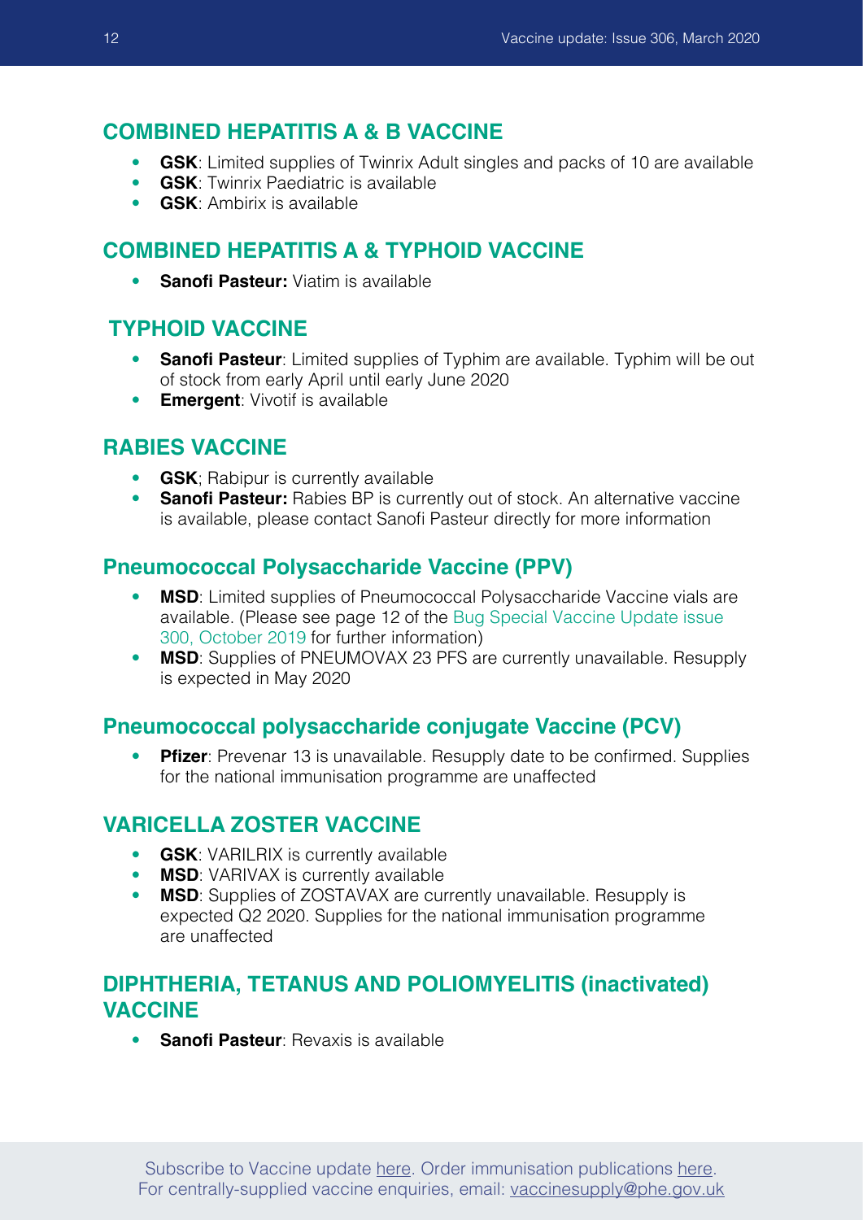## COMBINED HEPATITIS A & B VACCINE

- **GSK**: Limited supplies of Twinrix Adult singles and packs of 10 are available
- **GSK**: Twinrix Paediatric is available
- **GSK**: Ambirix is available

## COMBINED HEPATITIS A & TYPHOID VACCINE

- **Sanofi Pasteur:** Viatim is available

## TYPHOID VACCINE

- **Sanofi Pasteur**: Limited supplies of Typhim are available. Typhim will be out of stock from early April until early June 2020
- **Emergent**: Vivotif is available

## RABIES VACCINE

- **GSK**; Rabipur is currently available
- **Sanofi Pasteur:** Rabies BP is currently out of stock. An alternative vaccine is available, please contact Sanofi Pasteur directly for more information

## Pneumococcal Polysaccharide Vaccine (PPV)

- **MSD**: Limited supplies of Pneumococcal Polysaccharide Vaccine vials are available. (Please see page 12 of the Bug Special Vaccine Update issue 300, October 2019 for further information)
- **MSD**: Supplies of PNEUMOVAX 23 PFS are currently unavailable. Resupply is expected in May 2020

## Pneumococcal polysaccharide conjugate Vaccine (PCV)

- **Pfizer**: Prevenar 13 is unavailable. Resupply date to be confirmed. Supplies for the national immunisation programme are unaffected

## VARICELLA ZOSTER VACCINE

- **GSK**: VARILRIX is currently available
- **MSD**: VARIVAX is currently available
- **MSD**: Supplies of ZOSTAVAX are currently unavailable. Resupply is expected Q2 2020. Supplies for the national immunisation programme are unaffected

## DIPHTHERIA, TETANUS AND POLIOMYELITIS (inactivated) VACCINE

- **Sanofi Pasteur**: Revaxis is available

Subscribe to Vaccine update here. Order immunisation publications here. For centrally-supplied vaccine enquiries, email: vaccinesupply@phe.gov.uk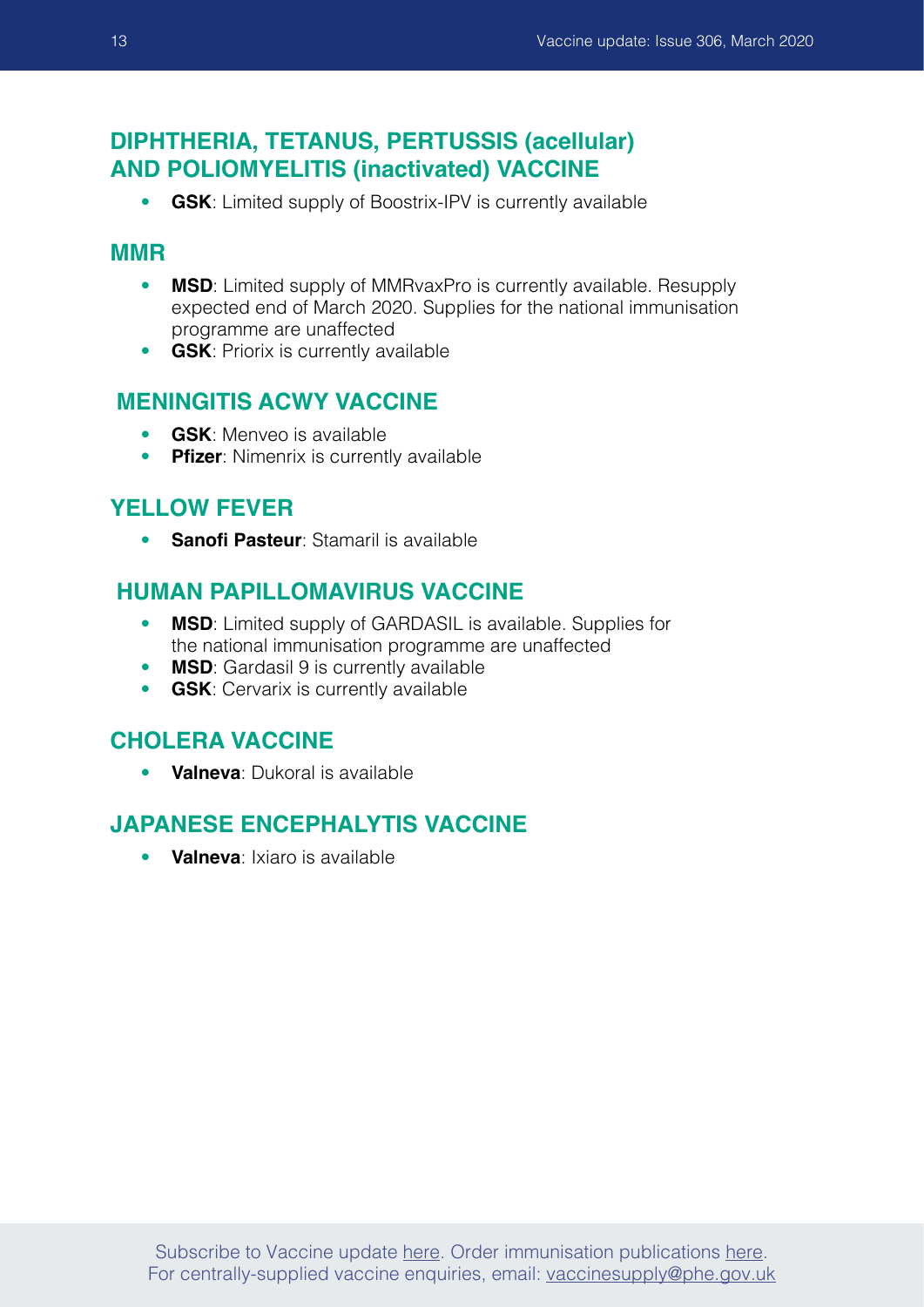## DIPHTHERIA, TETANUS, PERTUSSIS (acellular) AND POLIOMYELITIS (inactivated) VACCINE

- **GSK**: Limited supply of Boostrix-IPV is currently available

## MMR

- **MSD**: Limited supply of MMRvaxPro is currently available. Resupply expected end of March 2020. Supplies for the national immunisation programme are unaffected
- **GSK**: Priorix is currently available

## MENINGITIS ACWY VACCINE

- **GSK**: Menveo is available
- **Pfizer**: Nimenrix is currently available

## YELLOW FEVER

- **Sanofi Pasteur**: Stamaril is available

## HUMAN PAPILLOMAVIRUS VACCINE

- **MSD**: Limited supply of GARDASIL is available. Supplies for the national immunisation programme are unaffected
- **MSD**: Gardasil 9 is currently available
- **GSK**: Cervarix is currently available

## CHOLERA VACCINE

- **Valneva**: Dukoral is available

## JAPANESE ENCEPHALYTIS VACCINE

- **Valneva**: Ixiaro is available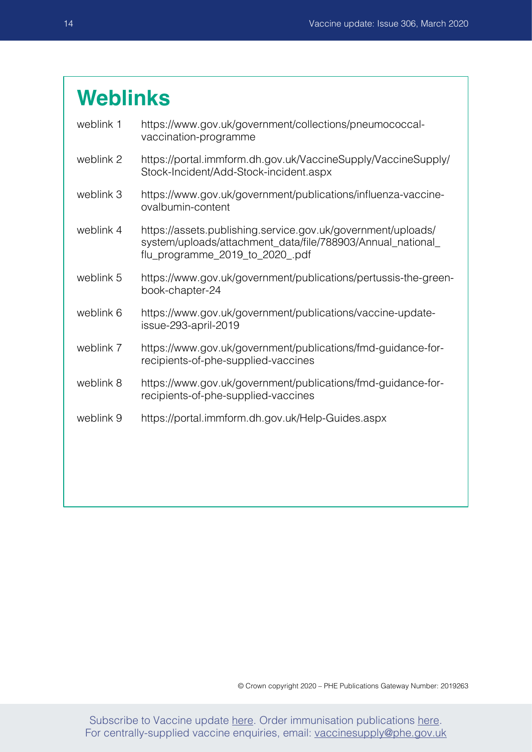# Weblinks

| | |
|---|---|
| weblink 1 | https://www.gov.uk/government/collections/pneumococcal-vaccination-programme |
| weblink 2 | https://portal.immform.dh.gov.uk/VaccineSupply/VaccineSupply/Stock-Incident/Add-Stock-incident.aspx |
| weblink 3 | https://www.gov.uk/government/publications/influenza-vaccine-ovalbumin-content |
| weblink 4 | https://assets.publishing.service.gov.uk/government/uploads/system/uploads/attachment_data/file/788903/Annual_national_flu_programme_2019_to_2020_.pdf |
| weblink 5 | https://www.gov.uk/government/publications/pertussis-the-green-book-chapter-24 |
| weblink 6 | https://www.gov.uk/government/publications/vaccine-update-issue-293-april-2019 |
| weblink 7 | https://www.gov.uk/government/publications/fmd-guidance-for-recipients-of-phe-supplied-vaccines |
| weblink 8 | https://www.gov.uk/government/publications/fmd-guidance-for-recipients-of-phe-supplied-vaccines |
| weblink 9 | https://portal.immform.dh.gov.uk/Help-Guides.aspx |

© Crown copyright 2020 – PHE Publications Gateway Number: 2019263

Subscribe to Vaccine update here. Order immunisation publications here.
For centrally-supplied vaccine enquiries, email: vaccinesupply@phe.gov.uk